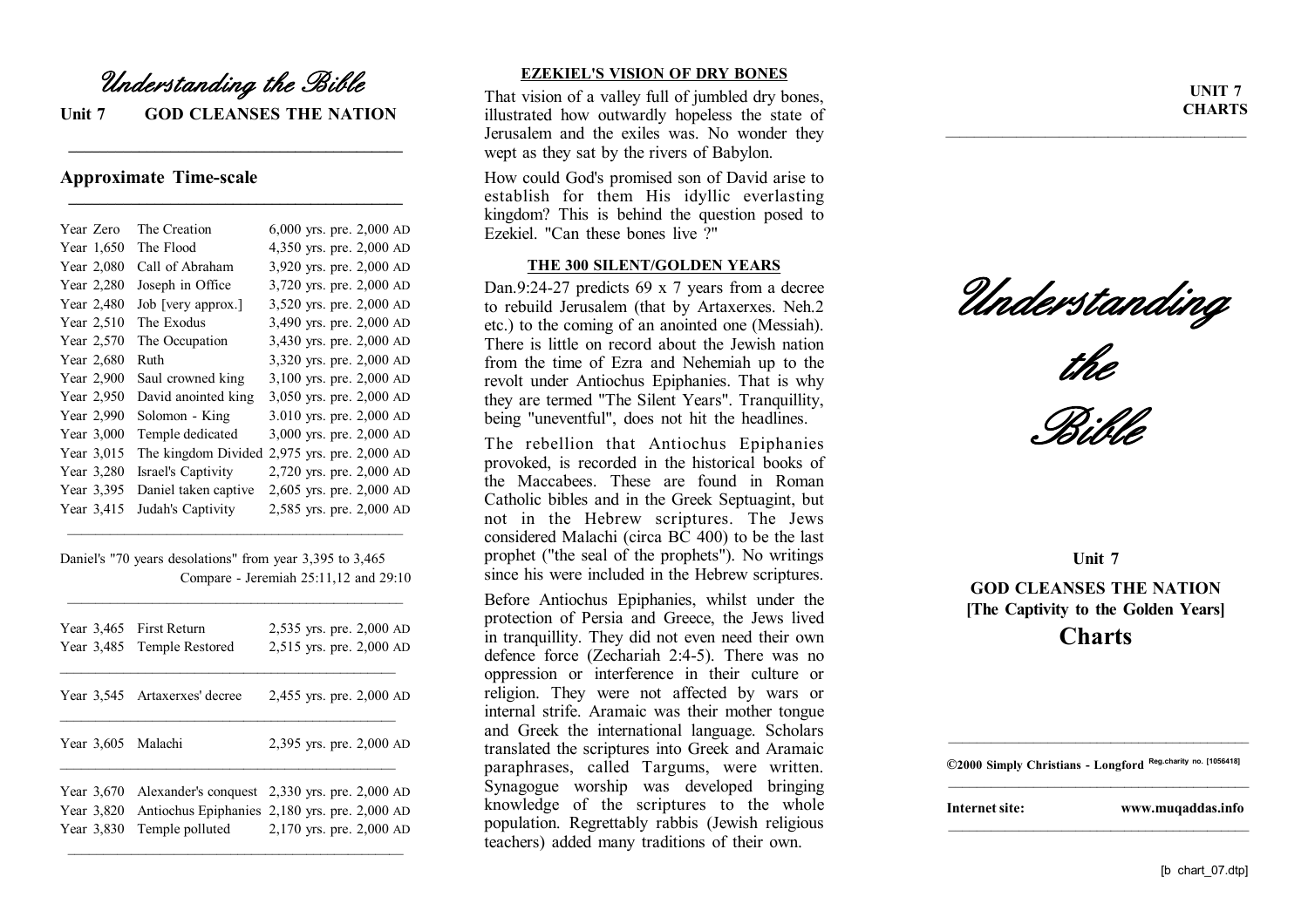# Understanding the Bible

**Unit 7 GOD CLEANSES THE NATION**

## Approximate Time-scale

| | | |
|---|---|---|
| Year Zero | The Creation | 6,000 yrs. pre. 2,000 AD |
| Year 1,650 | The Flood | 4,350 yrs. pre. 2,000 AD |
| Year 2,080 | Call of Abraham | 3,920 yrs. pre. 2,000 AD |
| Year 2,280 | Joseph in Office | 3,720 yrs. pre. 2,000 AD |
| Year 2,480 | Job [very approx.] | 3,520 yrs. pre. 2,000 AD |
| Year 2,510 | The Exodus | 3,490 yrs. pre. 2,000 AD |
| Year 2,570 | The Occupation | 3,430 yrs. pre. 2,000 AD |
| Year 2,680 | Ruth | 3,320 yrs. pre. 2,000 AD |
| Year 2,900 | Saul crowned king | 3,100 yrs. pre. 2,000 AD |
| Year 2,950 | David anointed king | 3,050 yrs. pre. 2,000 AD |
| Year 2,990 | Solomon - King | 3.010 yrs. pre. 2,000 AD |
| Year 3,000 | Temple dedicated | 3,000 yrs. pre. 2,000 AD |
| Year 3,015 | The kingdom Divided | 2,975 yrs. pre. 2,000 AD |
| Year 3,280 | Israel's Captivity | 2,720 yrs. pre. 2,000 AD |
| Year 3,395 | Daniel taken captive | 2,605 yrs. pre. 2,000 AD |
| Year 3,415 | Judah's Captivity | 2,585 yrs. pre. 2,000 AD |

Daniel's "70 years desolations" from year 3,395 to 3,465
Compare - Jeremiah 25:11,12 and 29:10

| | | |
|---|---|---|
| Year 3,465 | First Return | 2,535 yrs. pre. 2,000 AD |
| Year 3,485 | Temple Restored | 2,515 yrs. pre. 2,000 AD |
| Year 3,545 | Artaxerxes' decree | 2,455 yrs. pre. 2,000 AD |
| Year 3,605 | Malachi | 2,395 yrs. pre. 2,000 AD |
| Year 3,670 | Alexander's conquest | 2,330 yrs. pre. 2,000 AD |
| Year 3,820 | Antiochus Epiphanies | 2,180 yrs. pre. 2,000 AD |
| Year 3,830 | Temple polluted | 2,170 yrs. pre. 2,000 AD |

### EZEKIEL'S VISION OF DRY BONES

That vision of a valley full of jumbled dry bones, illustrated how outwardly hopeless the state of Jerusalem and the exiles was. No wonder they wept as they sat by the rivers of Babylon.

How could God's promised son of David arise to establish for them His idyllic everlasting kingdom? This is behind the question posed to Ezekiel. "Can these bones live ?"

### THE 300 SILENT/GOLDEN YEARS

Dan.9:24-27 predicts 69 x 7 years from a decree to rebuild Jerusalem (that by Artaxerxes. Neh.2 etc.) to the coming of an anointed one (Messiah). There is little on record about the Jewish nation from the time of Ezra and Nehemiah up to the revolt under Antiochus Epiphanies. That is why they are termed "The Silent Years". Tranquillity, being "uneventful", does not hit the headlines.

The rebellion that Antiochus Epiphanies provoked, is recorded in the historical books of the Maccabees. These are found in Roman Catholic bibles and in the Greek Septuagint, but not in the Hebrew scriptures. The Jews considered Malachi (circa BC 400) to be the last prophet ("the seal of the prophets"). No writings since his were included in the Hebrew scriptures.

Before Antiochus Epiphanies, whilst under the protection of Persia and Greece, the Jews lived in tranquillity. They did not even need their own defence force (Zechariah 2:4-5). There was no oppression or interference in their culture or religion. They were not affected by wars or internal strife. Aramaic was their mother tongue and Greek the international language. Scholars translated the scriptures into Greek and Aramaic paraphrases, called Targums, were written. Synagogue worship was developed bringing knowledge of the scriptures to the whole population. Regrettably rabbis (Jewish religious teachers) added many traditions of their own.

**UNIT 7 CHARTS**

# Understanding the Bible

**Unit 7**

**GOD CLEANSES THE NATION**
**[The Captivity to the Golden Years]**
**Charts**

**©2000 Simply Christians - Longford** Reg.charity no. [1056418]

**Internet site:** **www.muqaddas.info**

[b chart_07.dtp]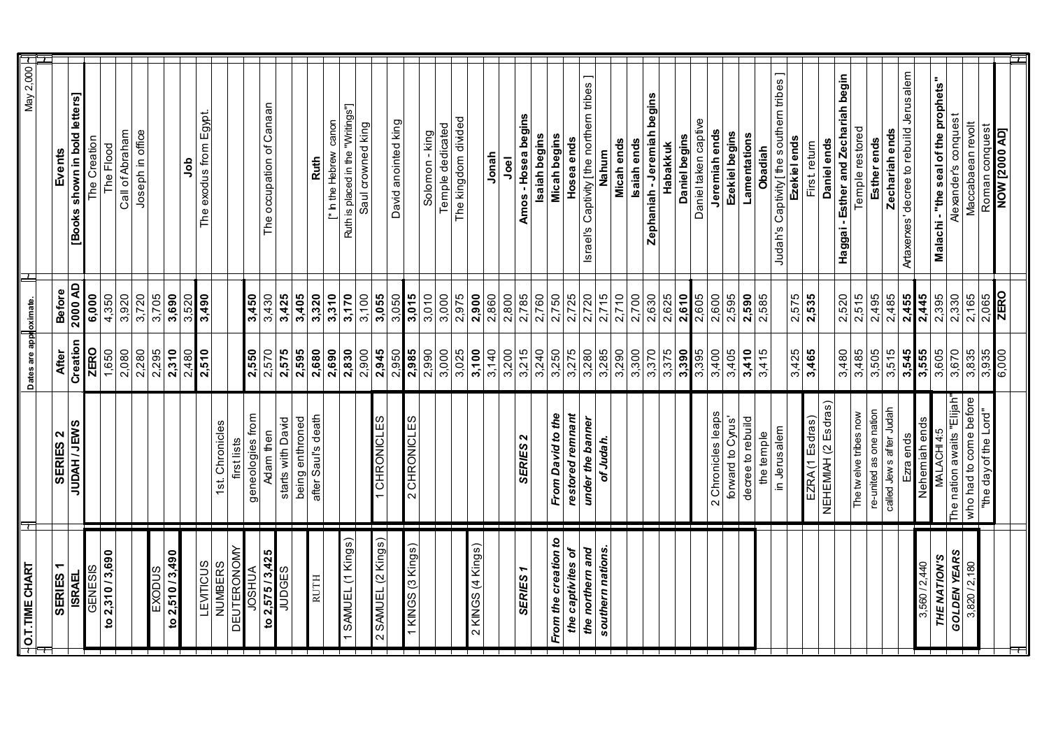# O.T. TIME CHART

May 2,000

Dates are approximate.

| SERIES 1 ISRAEL | SERIES 2 JUDAH / JEWS | After Creation | Before 2000 AD | Events [Books shown in bold letters] |
|---|---|---|---|---|
| GENESIS | | **ZERO** | **6,000** | The Creation |
| **to 2,310 / 3,690** | | 1,650 | 4,350 | The Flood |
| | | 2,080 | 3,920 | Call of Abraham |
| | | 2,280 | 3,720 | Joseph in office |
| EXODUS | | 2,295 | 3,705 | |
| **to 2,510 / 3,490** | | **2,310** | **3,690** | |
| | | 2,480 | 3,520 | **Job** |
| | | **2,510** | **3,490** | The exodus from Egypt. |
| LEVITICUS | | | | |
| NUMBERS | 1st. Chronicles | | | |
| DEUTERONOMY | first lists | | | |
| JOSHUA | geneologies from | **2,550** | **3,450** | |
| **to 2,575 / 3,425** | Adam then | 2,570 | 3,430 | The occupation of Canaan |
| JUDGES | starts with David | **2,575** | **3,425** | |
| | being enthroned | **2,595** | **3,405** | |
| | after Saul's death | **2,680** | **3,320** | **Ruth** |
| RUTH | | **2,690** | **3,310** | [* In the Hebrew canon |
| | | **2,830** | **3,170** | Ruth is placed in the "Writings"] |
| 1 SAMUEL (1 Kings) | | 2,900 | 3,100 | Saul crowned king |
| | 1 CHRONICLES | **2,945** | **3,055** | |
| 2 SAMUEL (2 Kings) | | 2,950 | 3,050 | David anointed king |
| | | **2,985** | **3,015** | |
| 1 KINGS (3 Kings) | 2 CHRONICLES | 2,990 | 3,010 | Solomon - king |
| | | 3,000 | 3,000 | Temple dedicated |
| | | 3,025 | 2,975 | The kingdom divided |
| 2 KINGS (4 Kings) | | **3,100** | **2,900** | |
| | | 3,140 | 2,860 | **Jonah** |
| | | 3,200 | 2,800 | **Joel** |
| ***SERIES 1*** | ***SERIES 2*** | 3,215 | 2,785 | **Amos - Hosea begins** |
| | | 3,240 | 2,760 | **Isaiah begins** |
| ***From the creation to*** | ***From David to the*** | 3,250 | 2,750 | **Micah begins** |
| ***the captivities of*** | ***restored remnant*** | 3,275 | 2,725 | **Hosea ends** |
| ***the northern and*** | ***under the banner*** | 3,280 | 2,720 | Israel's Captivity [the northern tribes] |
| ***southern nations.*** | ***of Judah.*** | 3,285 | 2,715 | **Nahum** |
| | | 3,290 | 2,710 | **Micah ends** |
| | | 3,300 | 2,700 | **Isaiah ends** |
| | | 3,370 | 2,630 | **Zephaniah - Jeremiah begins** |
| | | 3,375 | 2,625 | **Habakkuk** |
| | | **3,390** | **2,610** | **Daniel begins** |
| | | 3,395 | 2,605 | Daniel taken captive |
| | 2 Chronicles leaps | 3,400 | 2,600 | **Jeremiah ends** |
| | forward to Cyrus' | 3,405 | 2,595 | **Ezekiel begins** |
| | decree to rebuild | **3,410** | **2,590** | **Lamentations** |
| | the temple | 3,415 | 2,585 | **Obadiah** |
| | in Jerusalem | | | Judah's Captivity [the southern tribes] |
| | | 3,425 | 2,575 | **Ezekiel ends** |
| | EZRA (1 Esdras) | **3,465** | **2,535** | First return |
| | NEHEMIAH (2 Esdras) | | | **Daniel ends** |
| | | 3,480 | 2,520 | **Haggai - Esther and Zechariah begin** |
| | The twelve tribes now | 3,485 | 2,515 | Temple restored |
| | re-united as one nation | 3,505 | 2,495 | **Esther ends** |
| | called Jews after Judah | 3,515 | 2,485 | **Zechariah ends** |
| | Ezra ends | **3,545** | **2,455** | Artaxerxes' decree to rebuild Jerusalem |
| 3,560 / 2,440 | Nehemiah ends | **3,555** | **2,445** | |
| ***THE NATION'S*** | MALACHI 4:5 | 3,605 | 2,395 | **Malachi - "the seal of the prophets"** |
| ***GOLDEN YEARS*** | The nation awaits "Elijah" | 3,670 | 2,330 | Alexander's conquest |
| 3,820 / 2,180 | who had to come before | 3,835 | 2,165 | Maccabaean revolt |
| | "the day of the Lord" | 3,935 | 2,065 | Roman conquest |
| | | 6,000 | **ZERO** | **NOW [2000 AD]** |